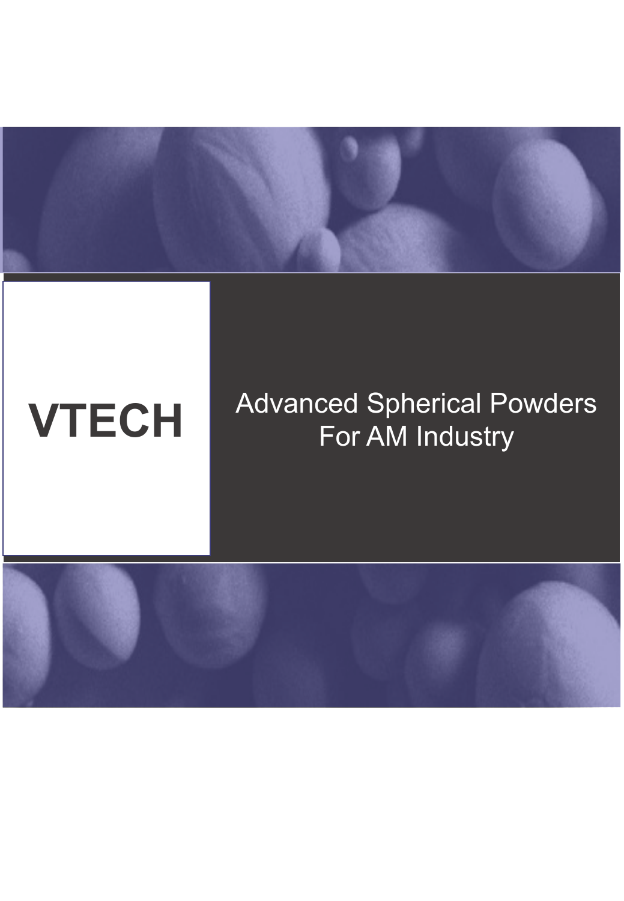# VTECH

## Advanced Spherical Powders For AM Industry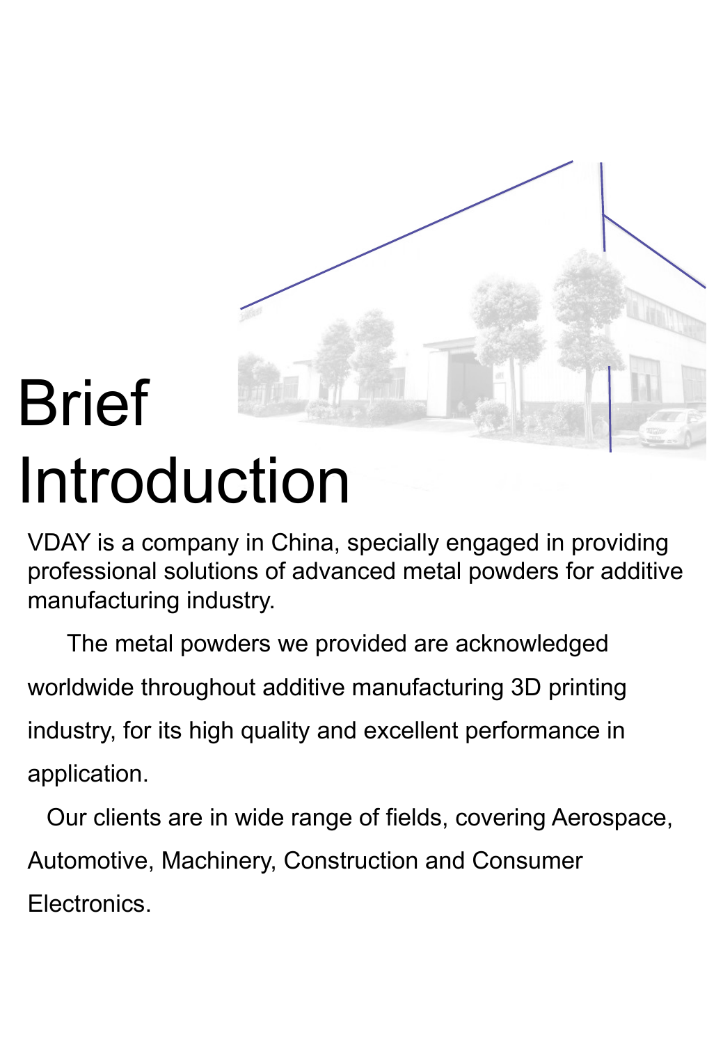# Brief Introduction

VDAY is a company in China, specially engaged in providing professional solutions of advanced metal powders for additive manufacturing industry.

The metal powders we provided are acknowledged worldwide throughout additive manufacturing 3D printing industry, for its high quality and excellent performance in application.

Our clients are in wide range of fields, covering Aerospace, Automotive, Machinery, Construction and Consumer Electronics.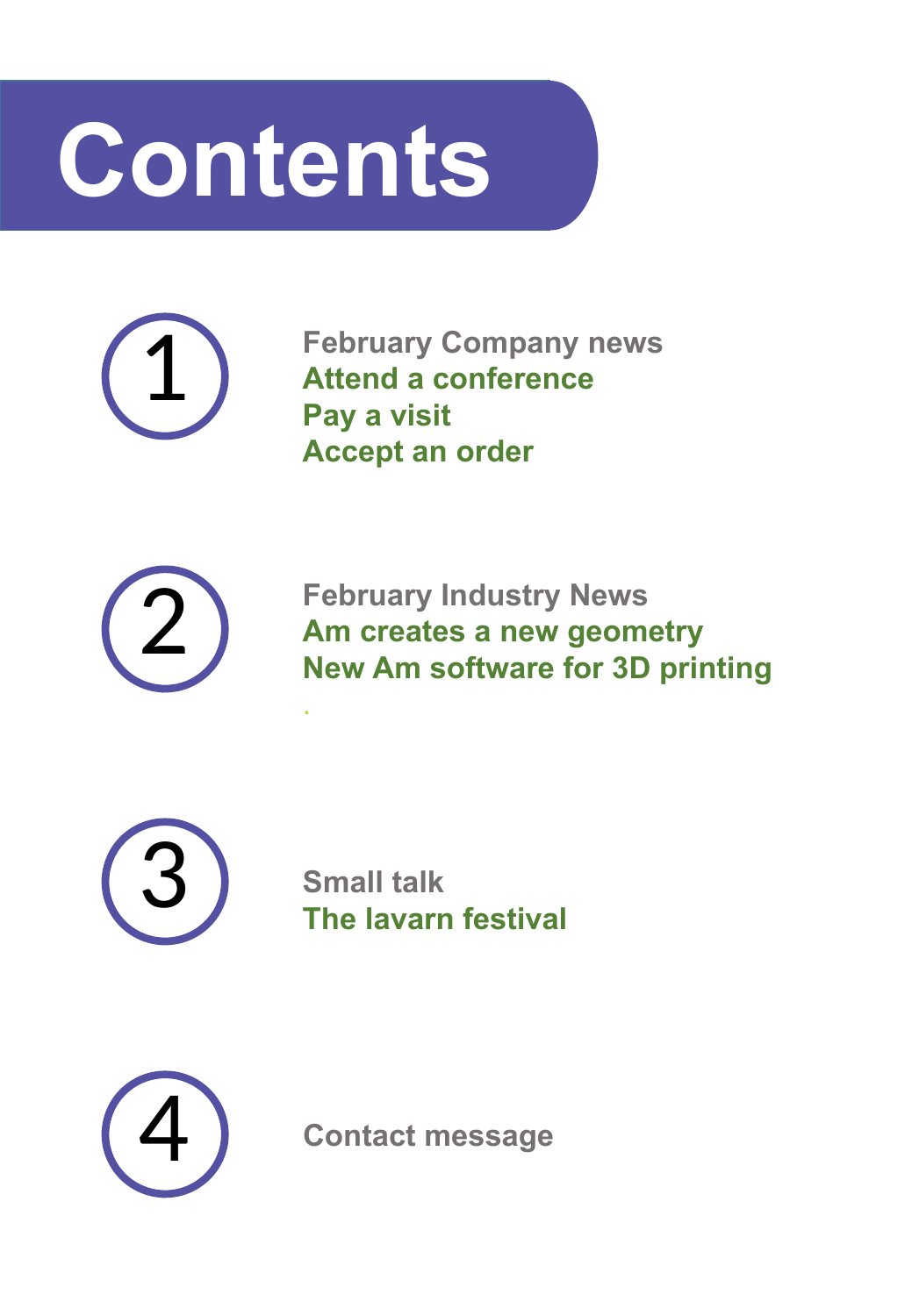# Contents

## 1

**February Company news**

- Attend a conference
- Pay a visit
- Accept an order

## 2

**February Industry News**

- Am creates a new geometry
- New Am software for 3D printing

## 3

**Small talk**

- The lavarn festival

## 4

**Contact message**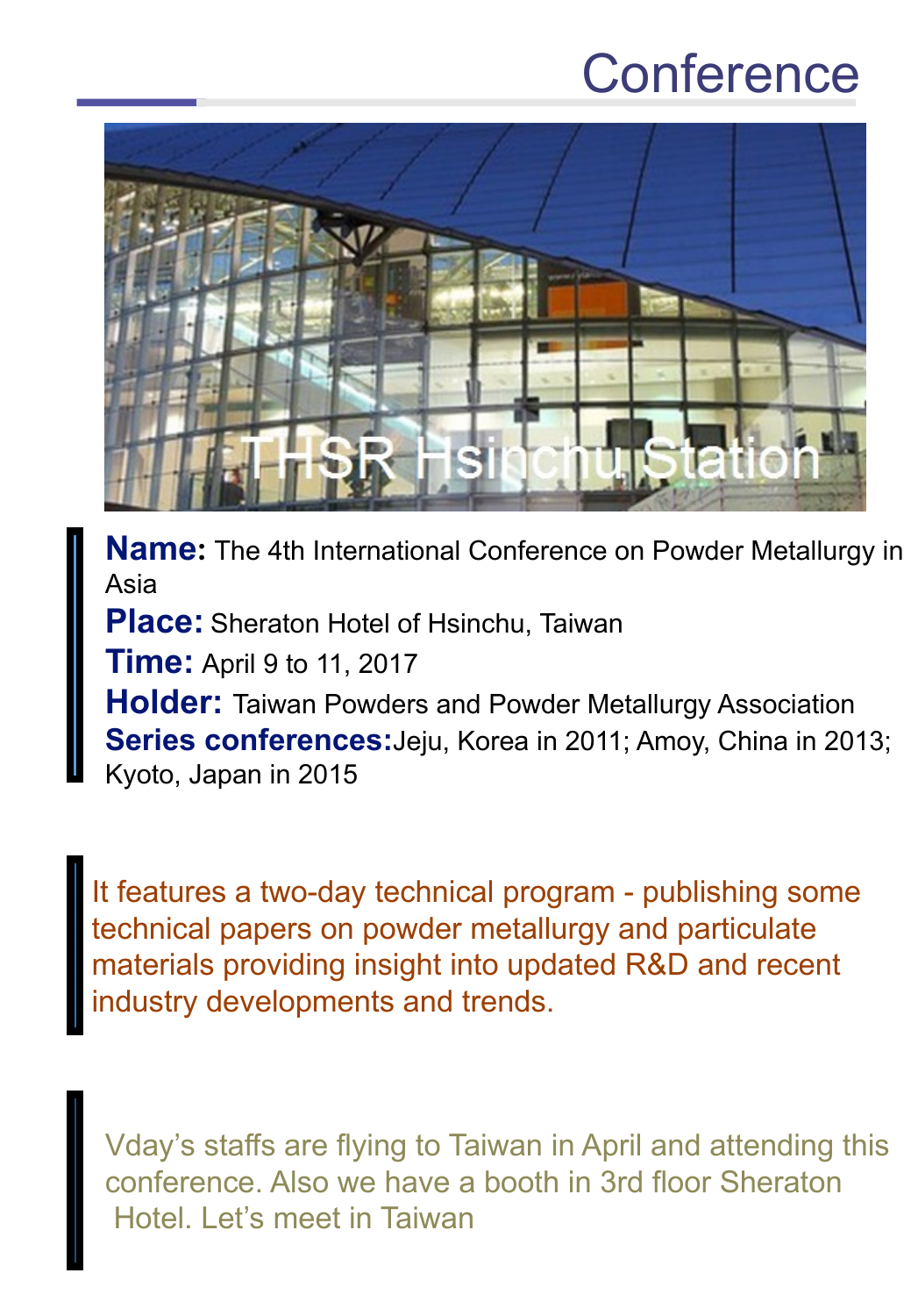# Conference

THSR Hsinchu Station

**Name:** The 4th International Conference on Powder Metallurgy in Asia

**Place:** Sheraton Hotel of Hsinchu, Taiwan

**Time:** April 9 to 11, 2017

**Holder:** Taiwan Powders and Powder Metallurgy Association

**Series conferences:** Jeju, Korea in 2011; Amoy, China in 2013; Kyoto, Japan in 2015

It features a two-day technical program - publishing some technical papers on powder metallurgy and particulate materials providing insight into updated R&D and recent industry developments and trends.

Vday's staffs are flying to Taiwan in April and attending this conference. Also we have a booth in 3rd floor Sheraton Hotel. Let's meet in Taiwan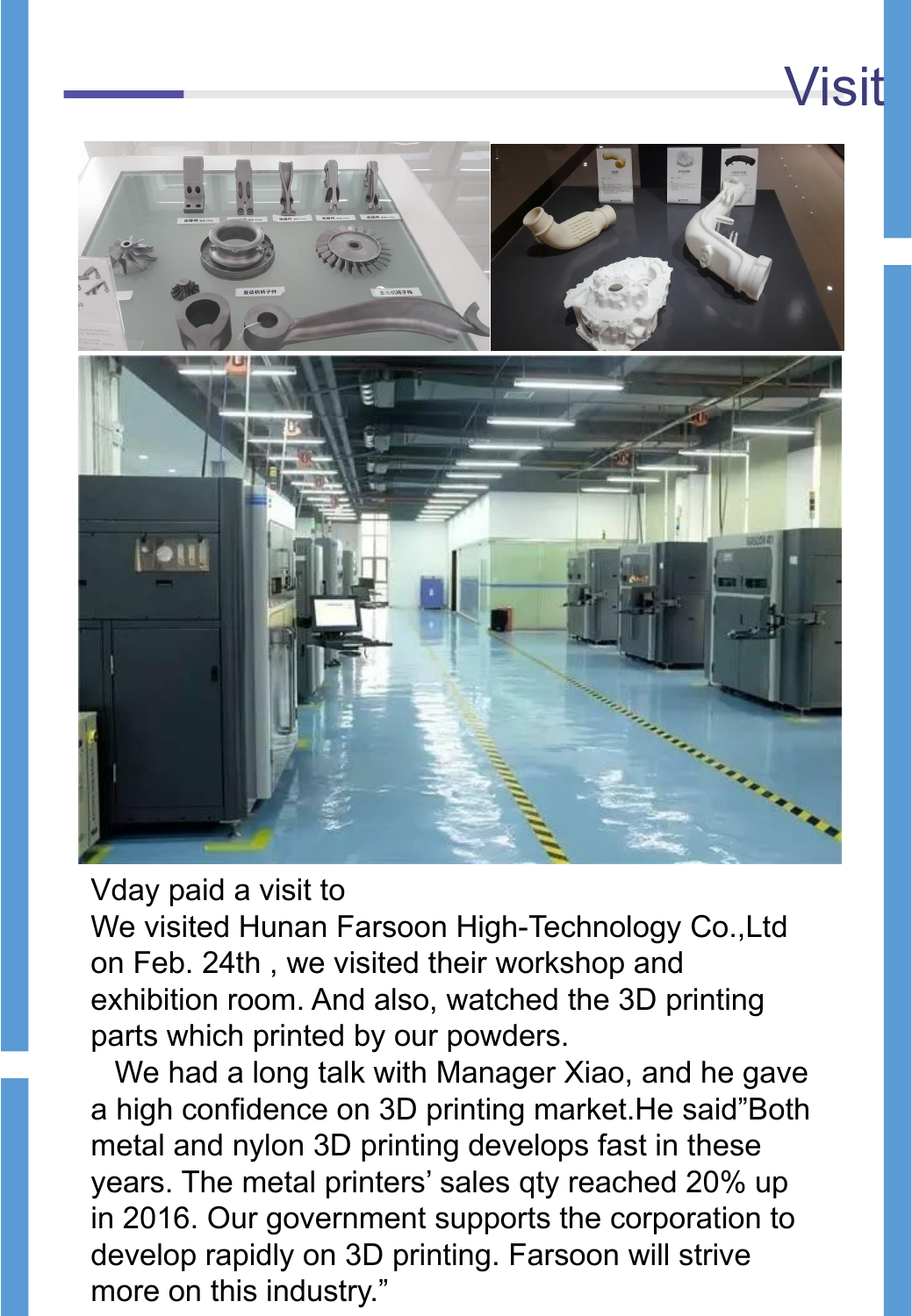# Visit

Vday paid a visit to
We visited Hunan Farsoon High-Technology Co.,Ltd on Feb. 24th , we visited their workshop and exhibition room. And also, watched the 3D printing parts which printed by our powders.

We had a long talk with Manager Xiao, and he gave a high confidence on 3D printing market.He said”Both metal and nylon 3D printing develops fast in these years. The metal printers’ sales qty reached 20% up in 2016. Our government supports the corporation to develop rapidly on 3D printing. Farsoon will strive more on this industry.”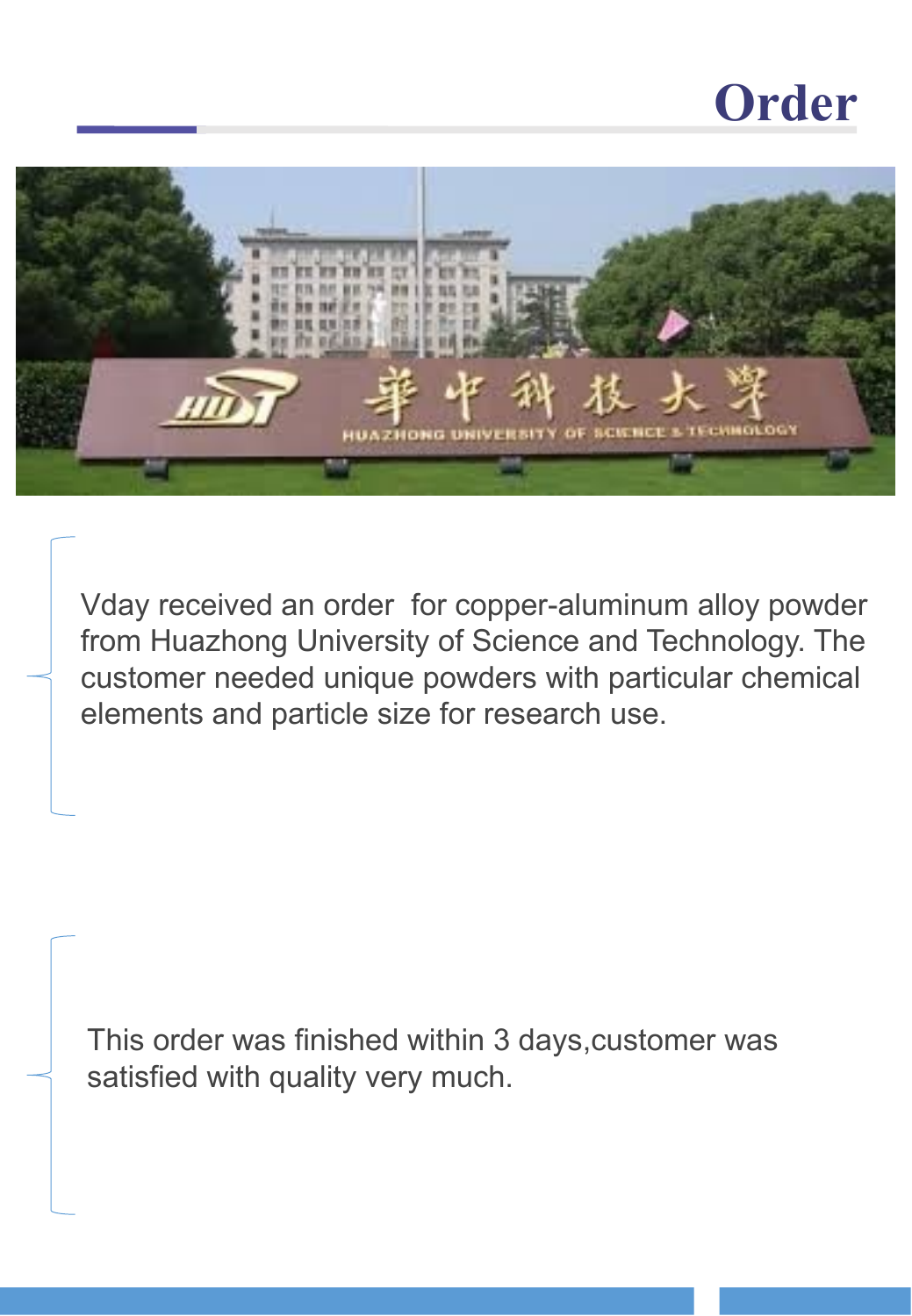# Order

Vday received an order  for copper-aluminum alloy powder from Huazhong University of Science and Technology. The customer needed unique powders with particular chemical elements and particle size for research use.

This order was finished within 3 days,customer was satisfied with quality very much.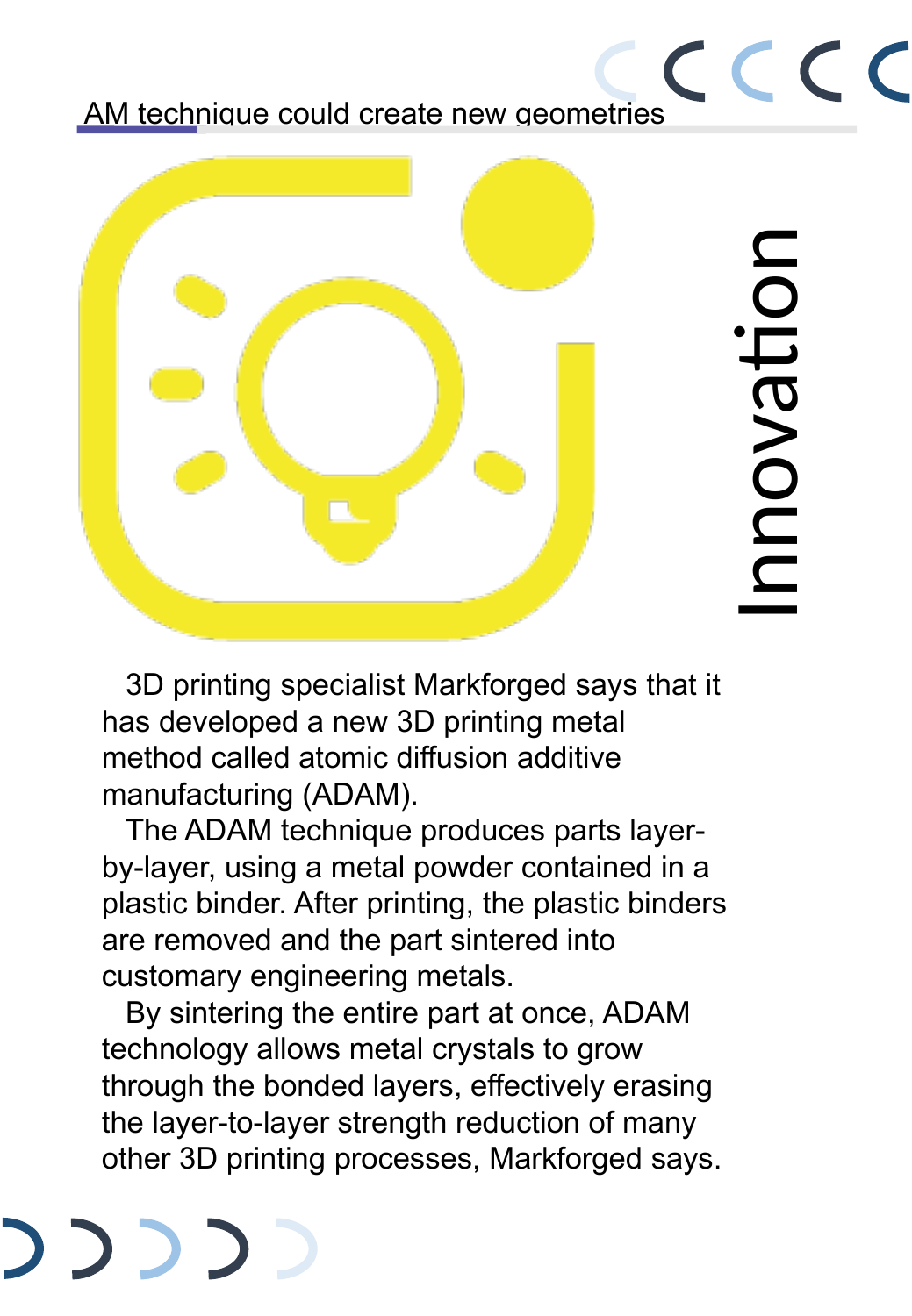AM technique could create new geometries

# Innovation

3D printing specialist Markforged says that it has developed a new 3D printing metal method called atomic diffusion additive manufacturing (ADAM).

The ADAM technique produces parts layer-by-layer, using a metal powder contained in a plastic binder. After printing, the plastic binders are removed and the part sintered into customary engineering metals.

By sintering the entire part at once, ADAM technology allows metal crystals to grow through the bonded layers, effectively erasing the layer-to-layer strength reduction of many other 3D printing processes, Markforged says.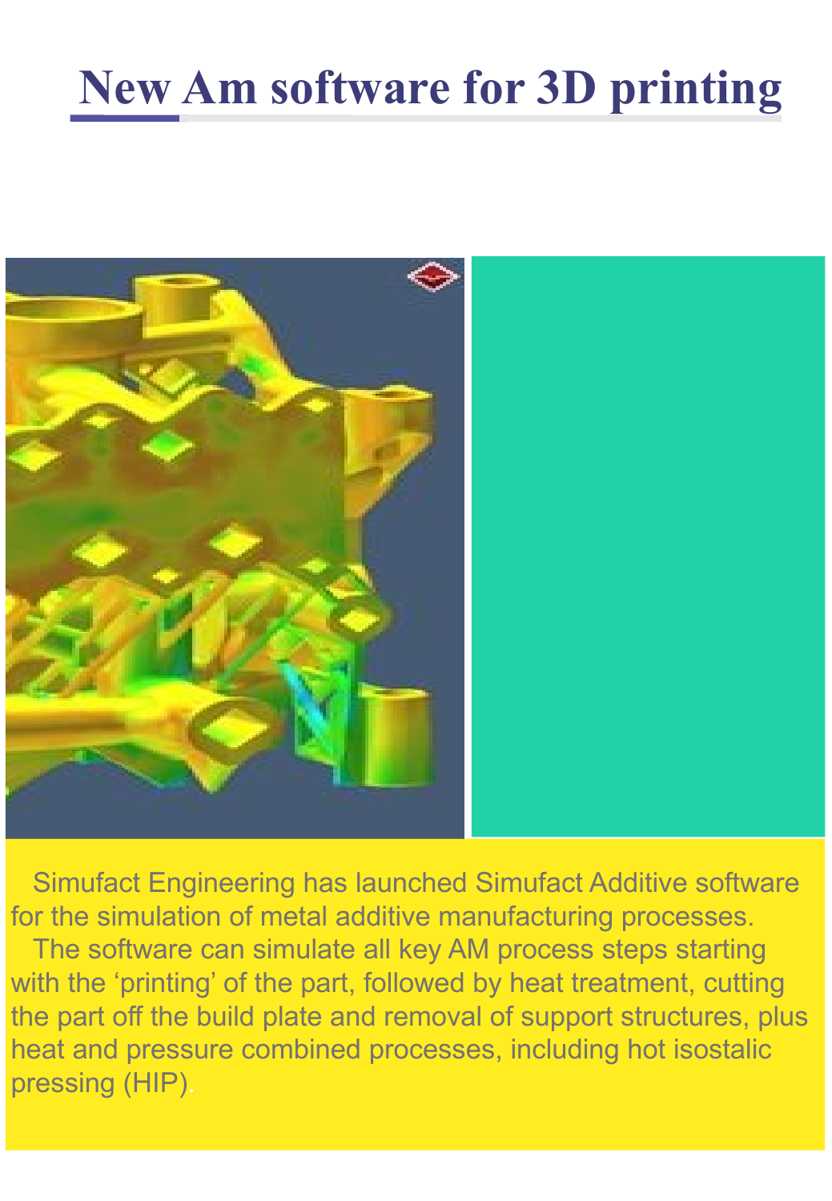# New Am software for 3D printing

Simufact Engineering has launched Simufact Additive software for the simulation of metal additive manufacturing processes.

The software can simulate all key AM process steps starting with the ‘printing’ of the part, followed by heat treatment, cutting the part off the build plate and removal of support structures, plus heat and pressure combined processes, including hot isostatic pressing (HIP).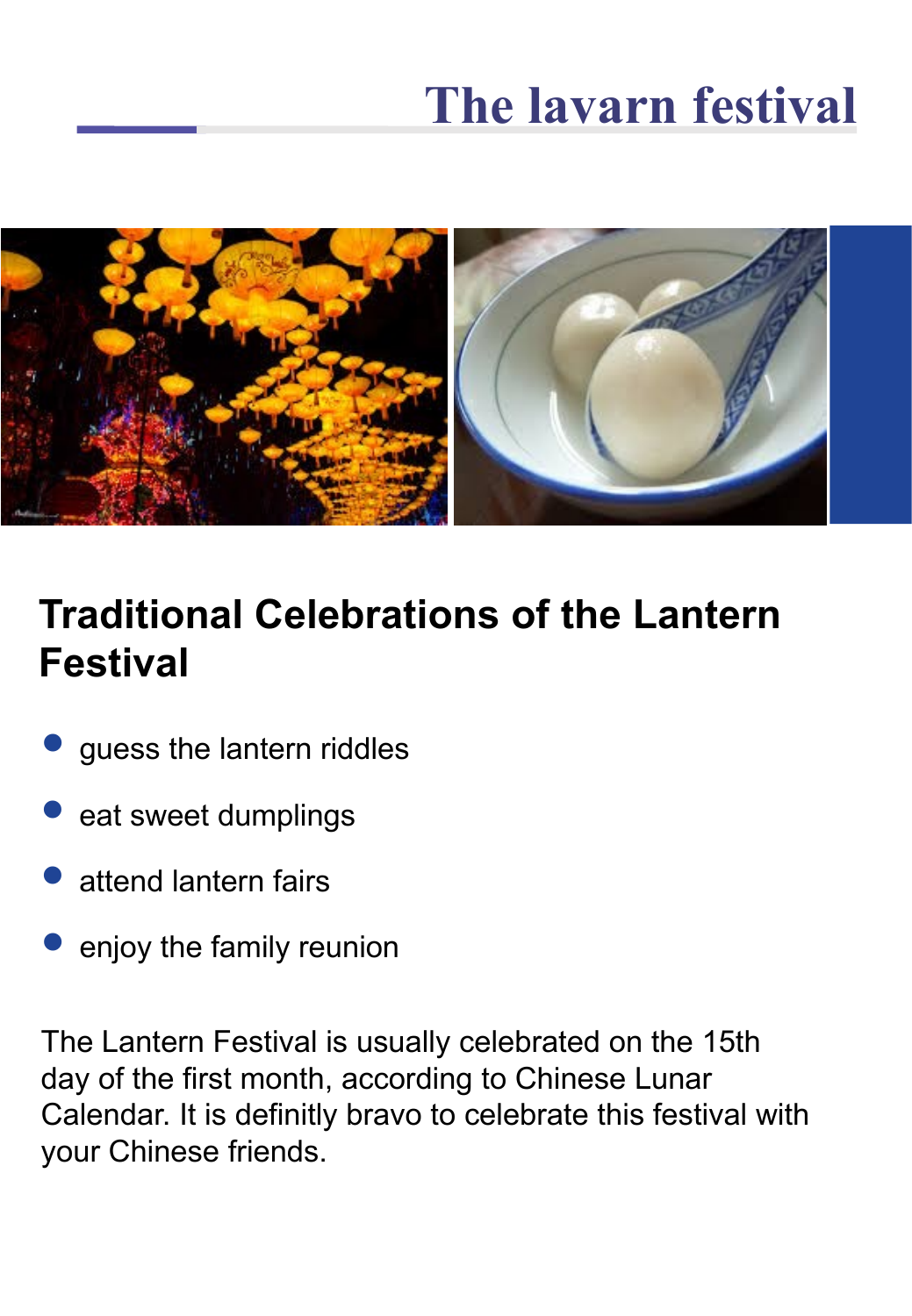# The lavarn festival

## Traditional Celebrations of the Lantern Festival

- guess the lantern riddles
- eat sweet dumplings
- attend lantern fairs
- enjoy the family reunion

The Lantern Festival is usually celebrated on the 15th day of the first month, according to Chinese Lunar Calendar. It is definitly bravo to celebrate this festival with your Chinese friends.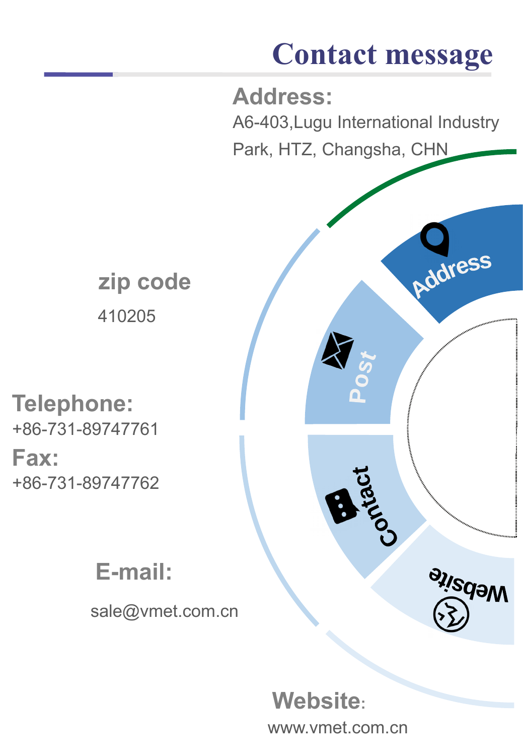# Contact message

**Address:**

A6-403,Lugu International Industry Park, HTZ, Changsha, CHN

**zip code**

410205

**Telephone:**

+86-731-89747761

**Fax:**

+86-731-89747762

**E-mail:**

sale@vmet.com.cn

**Website:**

www.vmet.com.cn

Address

Post

Contact

Website